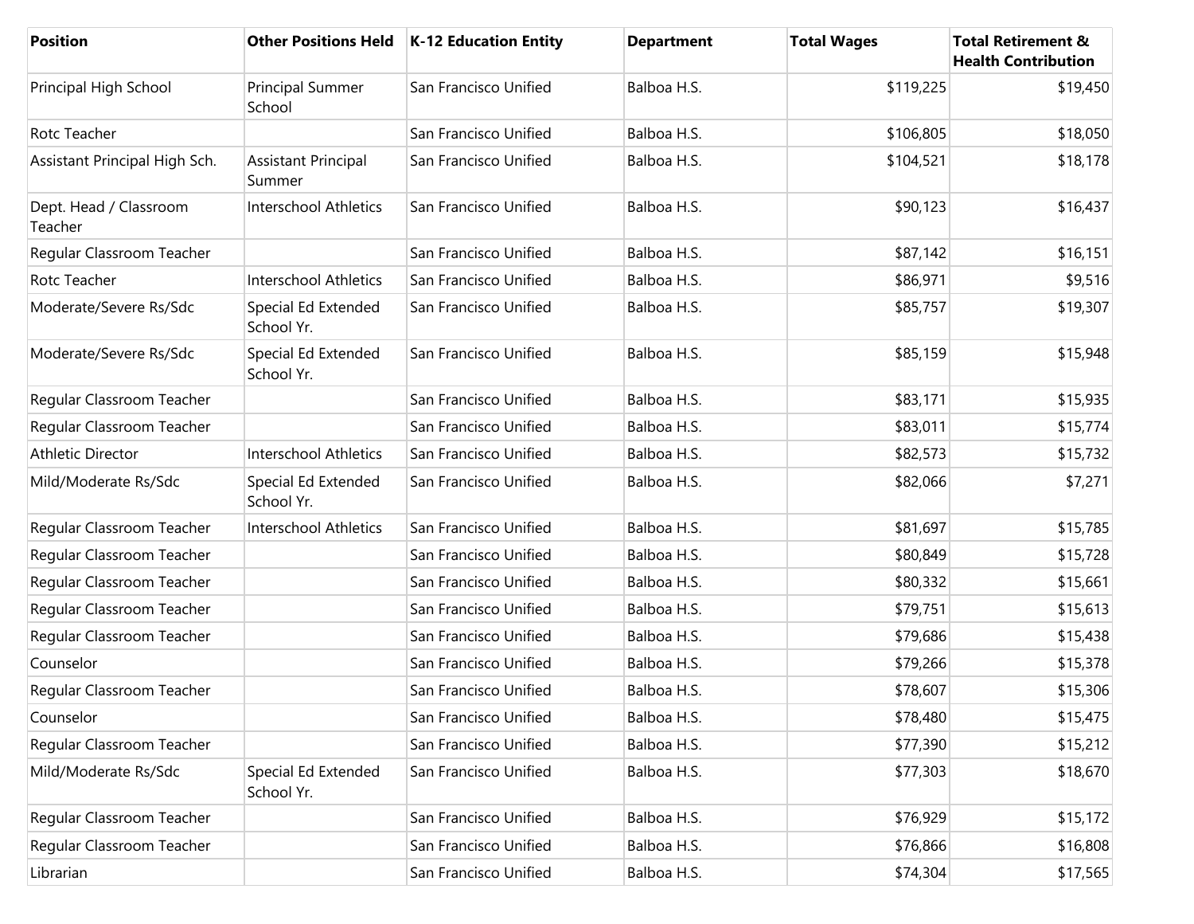| Position | Other Positions Held | K-12 Education Entity | Department | Total Wages | Total Retirement & Health Contribution |
| --- | --- | --- | --- | --- | --- |
| Principal High School | Principal Summer School | San Francisco Unified | Balboa H.S. | $119,225 | $19,450 |
| Rotc Teacher | | San Francisco Unified | Balboa H.S. | $106,805 | $18,050 |
| Assistant Principal High Sch. | Assistant Principal Summer | San Francisco Unified | Balboa H.S. | $104,521 | $18,178 |
| Dept. Head / Classroom Teacher | Interschool Athletics | San Francisco Unified | Balboa H.S. | $90,123 | $16,437 |
| Regular Classroom Teacher | | San Francisco Unified | Balboa H.S. | $87,142 | $16,151 |
| Rotc Teacher | Interschool Athletics | San Francisco Unified | Balboa H.S. | $86,971 | $9,516 |
| Moderate/Severe Rs/Sdc | Special Ed Extended School Yr. | San Francisco Unified | Balboa H.S. | $85,757 | $19,307 |
| Moderate/Severe Rs/Sdc | Special Ed Extended School Yr. | San Francisco Unified | Balboa H.S. | $85,159 | $15,948 |
| Regular Classroom Teacher | | San Francisco Unified | Balboa H.S. | $83,171 | $15,935 |
| Regular Classroom Teacher | | San Francisco Unified | Balboa H.S. | $83,011 | $15,774 |
| Athletic Director | Interschool Athletics | San Francisco Unified | Balboa H.S. | $82,573 | $15,732 |
| Mild/Moderate Rs/Sdc | Special Ed Extended School Yr. | San Francisco Unified | Balboa H.S. | $82,066 | $7,271 |
| Regular Classroom Teacher | Interschool Athletics | San Francisco Unified | Balboa H.S. | $81,697 | $15,785 |
| Regular Classroom Teacher | | San Francisco Unified | Balboa H.S. | $80,849 | $15,728 |
| Regular Classroom Teacher | | San Francisco Unified | Balboa H.S. | $80,332 | $15,661 |
| Regular Classroom Teacher | | San Francisco Unified | Balboa H.S. | $79,751 | $15,613 |
| Regular Classroom Teacher | | San Francisco Unified | Balboa H.S. | $79,686 | $15,438 |
| Counselor | | San Francisco Unified | Balboa H.S. | $79,266 | $15,378 |
| Regular Classroom Teacher | | San Francisco Unified | Balboa H.S. | $78,607 | $15,306 |
| Counselor | | San Francisco Unified | Balboa H.S. | $78,480 | $15,475 |
| Regular Classroom Teacher | | San Francisco Unified | Balboa H.S. | $77,390 | $15,212 |
| Mild/Moderate Rs/Sdc | Special Ed Extended School Yr. | San Francisco Unified | Balboa H.S. | $77,303 | $18,670 |
| Regular Classroom Teacher | | San Francisco Unified | Balboa H.S. | $76,929 | $15,172 |
| Regular Classroom Teacher | | San Francisco Unified | Balboa H.S. | $76,866 | $16,808 |
| Librarian | | San Francisco Unified | Balboa H.S. | $74,304 | $17,565 |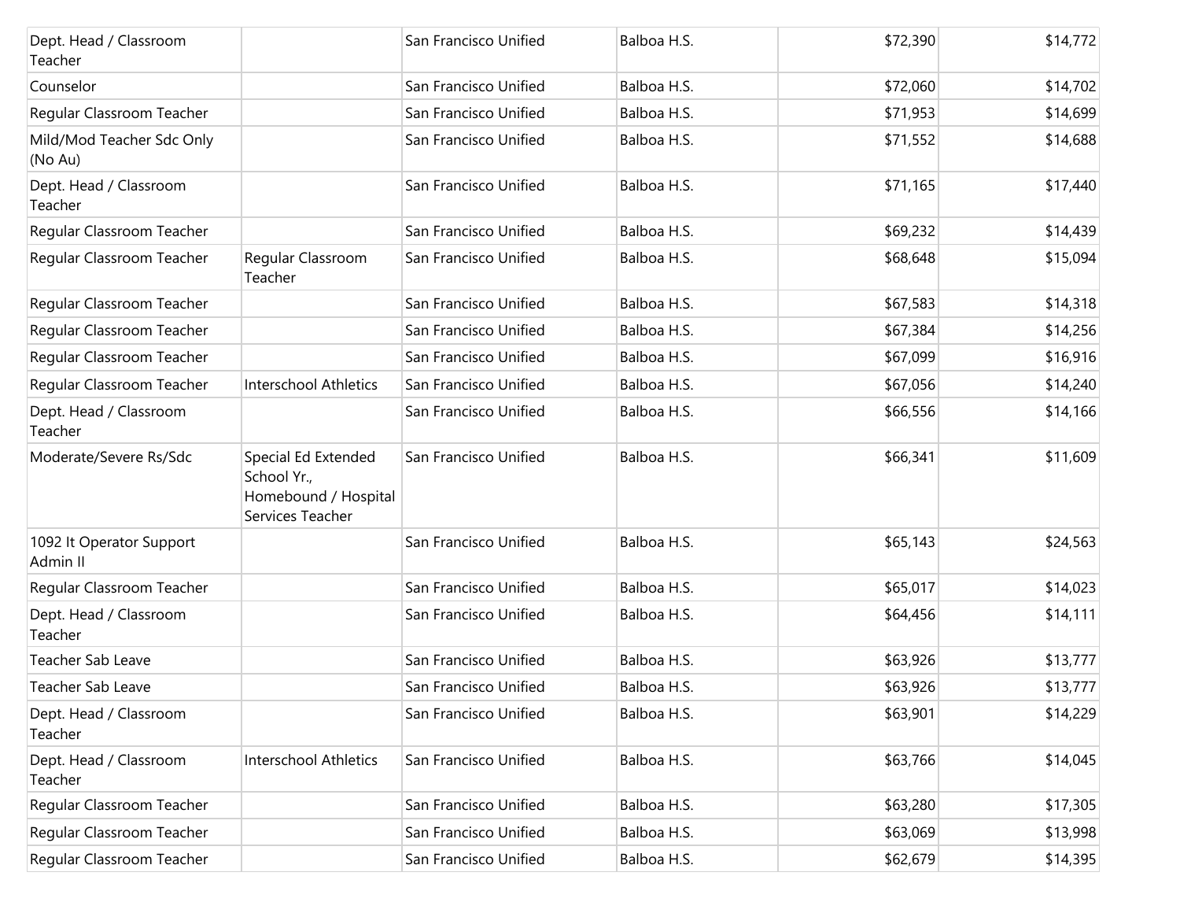| | | | | | |
|---|---|---|---|---|---|
| Dept. Head / Classroom Teacher | | San Francisco Unified | Balboa H.S. | $72,390 | $14,772 |
| Counselor | | San Francisco Unified | Balboa H.S. | $72,060 | $14,702 |
| Regular Classroom Teacher | | San Francisco Unified | Balboa H.S. | $71,953 | $14,699 |
| Mild/Mod Teacher Sdc Only (No Au) | | San Francisco Unified | Balboa H.S. | $71,552 | $14,688 |
| Dept. Head / Classroom Teacher | | San Francisco Unified | Balboa H.S. | $71,165 | $17,440 |
| Regular Classroom Teacher | | San Francisco Unified | Balboa H.S. | $69,232 | $14,439 |
| Regular Classroom Teacher | Regular Classroom Teacher | San Francisco Unified | Balboa H.S. | $68,648 | $15,094 |
| Regular Classroom Teacher | | San Francisco Unified | Balboa H.S. | $67,583 | $14,318 |
| Regular Classroom Teacher | | San Francisco Unified | Balboa H.S. | $67,384 | $14,256 |
| Regular Classroom Teacher | | San Francisco Unified | Balboa H.S. | $67,099 | $16,916 |
| Regular Classroom Teacher | Interschool Athletics | San Francisco Unified | Balboa H.S. | $67,056 | $14,240 |
| Dept. Head / Classroom Teacher | | San Francisco Unified | Balboa H.S. | $66,556 | $14,166 |
| Moderate/Severe Rs/Sdc | Special Ed Extended School Yr., Homebound / Hospital Services Teacher | San Francisco Unified | Balboa H.S. | $66,341 | $11,609 |
| 1092 It Operator Support Admin II | | San Francisco Unified | Balboa H.S. | $65,143 | $24,563 |
| Regular Classroom Teacher | | San Francisco Unified | Balboa H.S. | $65,017 | $14,023 |
| Dept. Head / Classroom Teacher | | San Francisco Unified | Balboa H.S. | $64,456 | $14,111 |
| Teacher Sab Leave | | San Francisco Unified | Balboa H.S. | $63,926 | $13,777 |
| Teacher Sab Leave | | San Francisco Unified | Balboa H.S. | $63,926 | $13,777 |
| Dept. Head / Classroom Teacher | | San Francisco Unified | Balboa H.S. | $63,901 | $14,229 |
| Dept. Head / Classroom Teacher | Interschool Athletics | San Francisco Unified | Balboa H.S. | $63,766 | $14,045 |
| Regular Classroom Teacher | | San Francisco Unified | Balboa H.S. | $63,280 | $17,305 |
| Regular Classroom Teacher | | San Francisco Unified | Balboa H.S. | $63,069 | $13,998 |
| Regular Classroom Teacher | | San Francisco Unified | Balboa H.S. | $62,679 | $14,395 |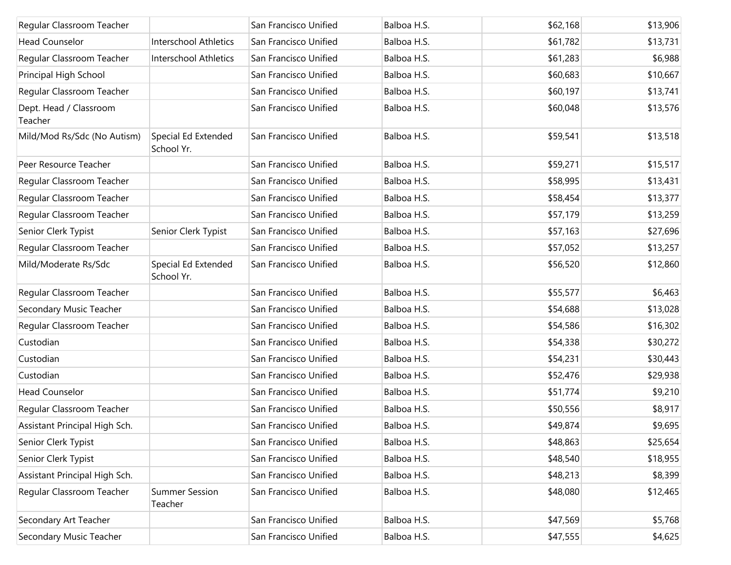| | | | | | |
|---|---|---|---|---|---|
| Regular Classroom Teacher | | San Francisco Unified | Balboa H.S. | $62,168 | $13,906 |
| Head Counselor | Interschool Athletics | San Francisco Unified | Balboa H.S. | $61,782 | $13,731 |
| Regular Classroom Teacher | Interschool Athletics | San Francisco Unified | Balboa H.S. | $61,283 | $6,988 |
| Principal High School | | San Francisco Unified | Balboa H.S. | $60,683 | $10,667 |
| Regular Classroom Teacher | | San Francisco Unified | Balboa H.S. | $60,197 | $13,741 |
| Dept. Head / Classroom Teacher | | San Francisco Unified | Balboa H.S. | $60,048 | $13,576 |
| Mild/Mod Rs/Sdc (No Autism) | Special Ed Extended School Yr. | San Francisco Unified | Balboa H.S. | $59,541 | $13,518 |
| Peer Resource Teacher | | San Francisco Unified | Balboa H.S. | $59,271 | $15,517 |
| Regular Classroom Teacher | | San Francisco Unified | Balboa H.S. | $58,995 | $13,431 |
| Regular Classroom Teacher | | San Francisco Unified | Balboa H.S. | $58,454 | $13,377 |
| Regular Classroom Teacher | | San Francisco Unified | Balboa H.S. | $57,179 | $13,259 |
| Senior Clerk Typist | Senior Clerk Typist | San Francisco Unified | Balboa H.S. | $57,163 | $27,696 |
| Regular Classroom Teacher | | San Francisco Unified | Balboa H.S. | $57,052 | $13,257 |
| Mild/Moderate Rs/Sdc | Special Ed Extended School Yr. | San Francisco Unified | Balboa H.S. | $56,520 | $12,860 |
| Regular Classroom Teacher | | San Francisco Unified | Balboa H.S. | $55,577 | $6,463 |
| Secondary Music Teacher | | San Francisco Unified | Balboa H.S. | $54,688 | $13,028 |
| Regular Classroom Teacher | | San Francisco Unified | Balboa H.S. | $54,586 | $16,302 |
| Custodian | | San Francisco Unified | Balboa H.S. | $54,338 | $30,272 |
| Custodian | | San Francisco Unified | Balboa H.S. | $54,231 | $30,443 |
| Custodian | | San Francisco Unified | Balboa H.S. | $52,476 | $29,938 |
| Head Counselor | | San Francisco Unified | Balboa H.S. | $51,774 | $9,210 |
| Regular Classroom Teacher | | San Francisco Unified | Balboa H.S. | $50,556 | $8,917 |
| Assistant Principal High Sch. | | San Francisco Unified | Balboa H.S. | $49,874 | $9,695 |
| Senior Clerk Typist | | San Francisco Unified | Balboa H.S. | $48,863 | $25,654 |
| Senior Clerk Typist | | San Francisco Unified | Balboa H.S. | $48,540 | $18,955 |
| Assistant Principal High Sch. | | San Francisco Unified | Balboa H.S. | $48,213 | $8,399 |
| Regular Classroom Teacher | Summer Session Teacher | San Francisco Unified | Balboa H.S. | $48,080 | $12,465 |
| Secondary Art Teacher | | San Francisco Unified | Balboa H.S. | $47,569 | $5,768 |
| Secondary Music Teacher | | San Francisco Unified | Balboa H.S. | $47,555 | $4,625 |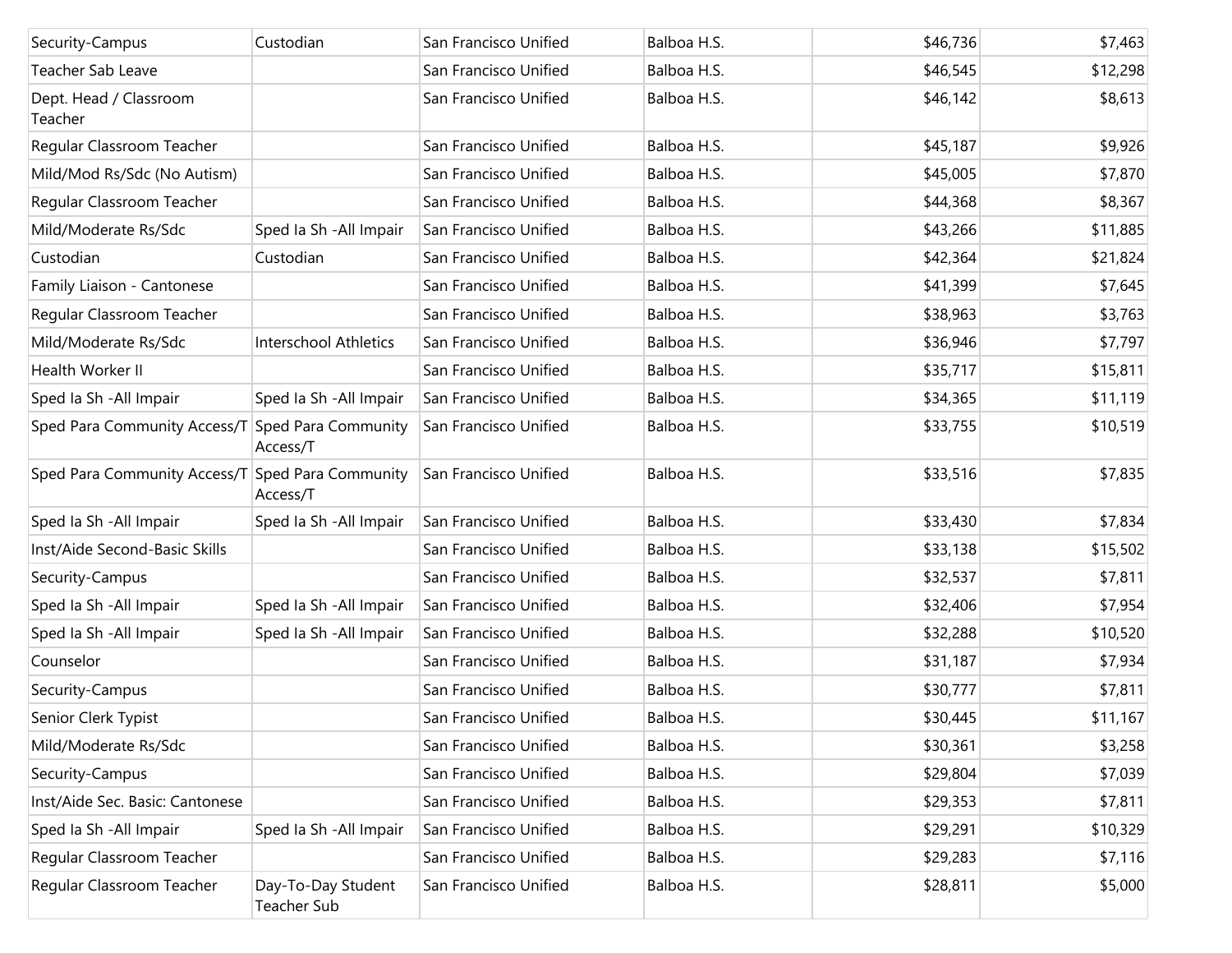| | | | | | |
|---|---|---|---|---|---|
| Security-Campus | Custodian | San Francisco Unified | Balboa H.S. | $46,736 | $7,463 |
| Teacher Sab Leave | | San Francisco Unified | Balboa H.S. | $46,545 | $12,298 |
| Dept. Head / Classroom Teacher | | San Francisco Unified | Balboa H.S. | $46,142 | $8,613 |
| Regular Classroom Teacher | | San Francisco Unified | Balboa H.S. | $45,187 | $9,926 |
| Mild/Mod Rs/Sdc (No Autism) | | San Francisco Unified | Balboa H.S. | $45,005 | $7,870 |
| Regular Classroom Teacher | | San Francisco Unified | Balboa H.S. | $44,368 | $8,367 |
| Mild/Moderate Rs/Sdc | Sped Ia Sh -All Impair | San Francisco Unified | Balboa H.S. | $43,266 | $11,885 |
| Custodian | Custodian | San Francisco Unified | Balboa H.S. | $42,364 | $21,824 |
| Family Liaison - Cantonese | | San Francisco Unified | Balboa H.S. | $41,399 | $7,645 |
| Regular Classroom Teacher | | San Francisco Unified | Balboa H.S. | $38,963 | $3,763 |
| Mild/Moderate Rs/Sdc | Interschool Athletics | San Francisco Unified | Balboa H.S. | $36,946 | $7,797 |
| Health Worker II | | San Francisco Unified | Balboa H.S. | $35,717 | $15,811 |
| Sped Ia Sh -All Impair | Sped Ia Sh -All Impair | San Francisco Unified | Balboa H.S. | $34,365 | $11,119 |
| Sped Para Community Access/T | Sped Para Community Access/T | San Francisco Unified | Balboa H.S. | $33,755 | $10,519 |
| Sped Para Community Access/T | Sped Para Community Access/T | San Francisco Unified | Balboa H.S. | $33,516 | $7,835 |
| Sped Ia Sh -All Impair | Sped Ia Sh -All Impair | San Francisco Unified | Balboa H.S. | $33,430 | $7,834 |
| Inst/Aide Second-Basic Skills | | San Francisco Unified | Balboa H.S. | $33,138 | $15,502 |
| Security-Campus | | San Francisco Unified | Balboa H.S. | $32,537 | $7,811 |
| Sped Ia Sh -All Impair | Sped Ia Sh -All Impair | San Francisco Unified | Balboa H.S. | $32,406 | $7,954 |
| Sped Ia Sh -All Impair | Sped Ia Sh -All Impair | San Francisco Unified | Balboa H.S. | $32,288 | $10,520 |
| Counselor | | San Francisco Unified | Balboa H.S. | $31,187 | $7,934 |
| Security-Campus | | San Francisco Unified | Balboa H.S. | $30,777 | $7,811 |
| Senior Clerk Typist | | San Francisco Unified | Balboa H.S. | $30,445 | $11,167 |
| Mild/Moderate Rs/Sdc | | San Francisco Unified | Balboa H.S. | $30,361 | $3,258 |
| Security-Campus | | San Francisco Unified | Balboa H.S. | $29,804 | $7,039 |
| Inst/Aide Sec. Basic: Cantonese | | San Francisco Unified | Balboa H.S. | $29,353 | $7,811 |
| Sped Ia Sh -All Impair | Sped Ia Sh -All Impair | San Francisco Unified | Balboa H.S. | $29,291 | $10,329 |
| Regular Classroom Teacher | | San Francisco Unified | Balboa H.S. | $29,283 | $7,116 |
| Regular Classroom Teacher | Day-To-Day Student Teacher Sub | San Francisco Unified | Balboa H.S. | $28,811 | $5,000 |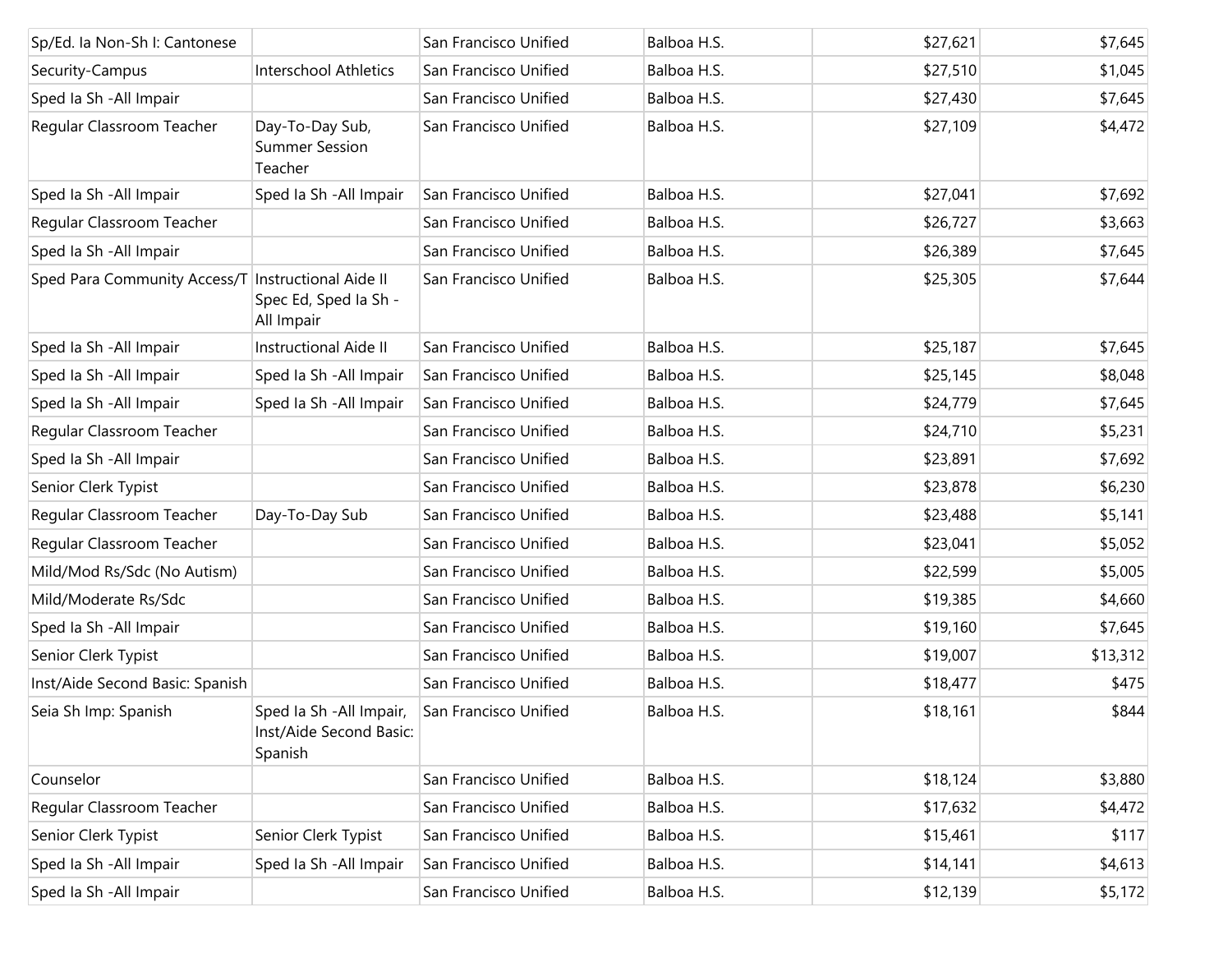| | | | | | |
|---|---|---|---|---|---|
| Sp/Ed. Ia Non-Sh I: Cantonese | | San Francisco Unified | Balboa H.S. | $27,621 | $7,645 |
| Security-Campus | Interschool Athletics | San Francisco Unified | Balboa H.S. | $27,510 | $1,045 |
| Sped Ia Sh -All Impair | | San Francisco Unified | Balboa H.S. | $27,430 | $7,645 |
| Regular Classroom Teacher | Day-To-Day Sub, Summer Session Teacher | San Francisco Unified | Balboa H.S. | $27,109 | $4,472 |
| Sped Ia Sh -All Impair | Sped Ia Sh -All Impair | San Francisco Unified | Balboa H.S. | $27,041 | $7,692 |
| Regular Classroom Teacher | | San Francisco Unified | Balboa H.S. | $26,727 | $3,663 |
| Sped Ia Sh -All Impair | | San Francisco Unified | Balboa H.S. | $26,389 | $7,645 |
| Sped Para Community Access/T | Instructional Aide II Spec Ed, Sped Ia Sh - All Impair | San Francisco Unified | Balboa H.S. | $25,305 | $7,644 |
| Sped Ia Sh -All Impair | Instructional Aide II | San Francisco Unified | Balboa H.S. | $25,187 | $7,645 |
| Sped Ia Sh -All Impair | Sped Ia Sh -All Impair | San Francisco Unified | Balboa H.S. | $25,145 | $8,048 |
| Sped Ia Sh -All Impair | Sped Ia Sh -All Impair | San Francisco Unified | Balboa H.S. | $24,779 | $7,645 |
| Regular Classroom Teacher | | San Francisco Unified | Balboa H.S. | $24,710 | $5,231 |
| Sped Ia Sh -All Impair | | San Francisco Unified | Balboa H.S. | $23,891 | $7,692 |
| Senior Clerk Typist | | San Francisco Unified | Balboa H.S. | $23,878 | $6,230 |
| Regular Classroom Teacher | Day-To-Day Sub | San Francisco Unified | Balboa H.S. | $23,488 | $5,141 |
| Regular Classroom Teacher | | San Francisco Unified | Balboa H.S. | $23,041 | $5,052 |
| Mild/Mod Rs/Sdc (No Autism) | | San Francisco Unified | Balboa H.S. | $22,599 | $5,005 |
| Mild/Moderate Rs/Sdc | | San Francisco Unified | Balboa H.S. | $19,385 | $4,660 |
| Sped Ia Sh -All Impair | | San Francisco Unified | Balboa H.S. | $19,160 | $7,645 |
| Senior Clerk Typist | | San Francisco Unified | Balboa H.S. | $19,007 | $13,312 |
| Inst/Aide Second Basic: Spanish | | San Francisco Unified | Balboa H.S. | $18,477 | $475 |
| Seia Sh Imp: Spanish | Sped Ia Sh -All Impair, Inst/Aide Second Basic: Spanish | San Francisco Unified | Balboa H.S. | $18,161 | $844 |
| Counselor | | San Francisco Unified | Balboa H.S. | $18,124 | $3,880 |
| Regular Classroom Teacher | | San Francisco Unified | Balboa H.S. | $17,632 | $4,472 |
| Senior Clerk Typist | Senior Clerk Typist | San Francisco Unified | Balboa H.S. | $15,461 | $117 |
| Sped Ia Sh -All Impair | Sped Ia Sh -All Impair | San Francisco Unified | Balboa H.S. | $14,141 | $4,613 |
| Sped Ia Sh -All Impair | | San Francisco Unified | Balboa H.S. | $12,139 | $5,172 |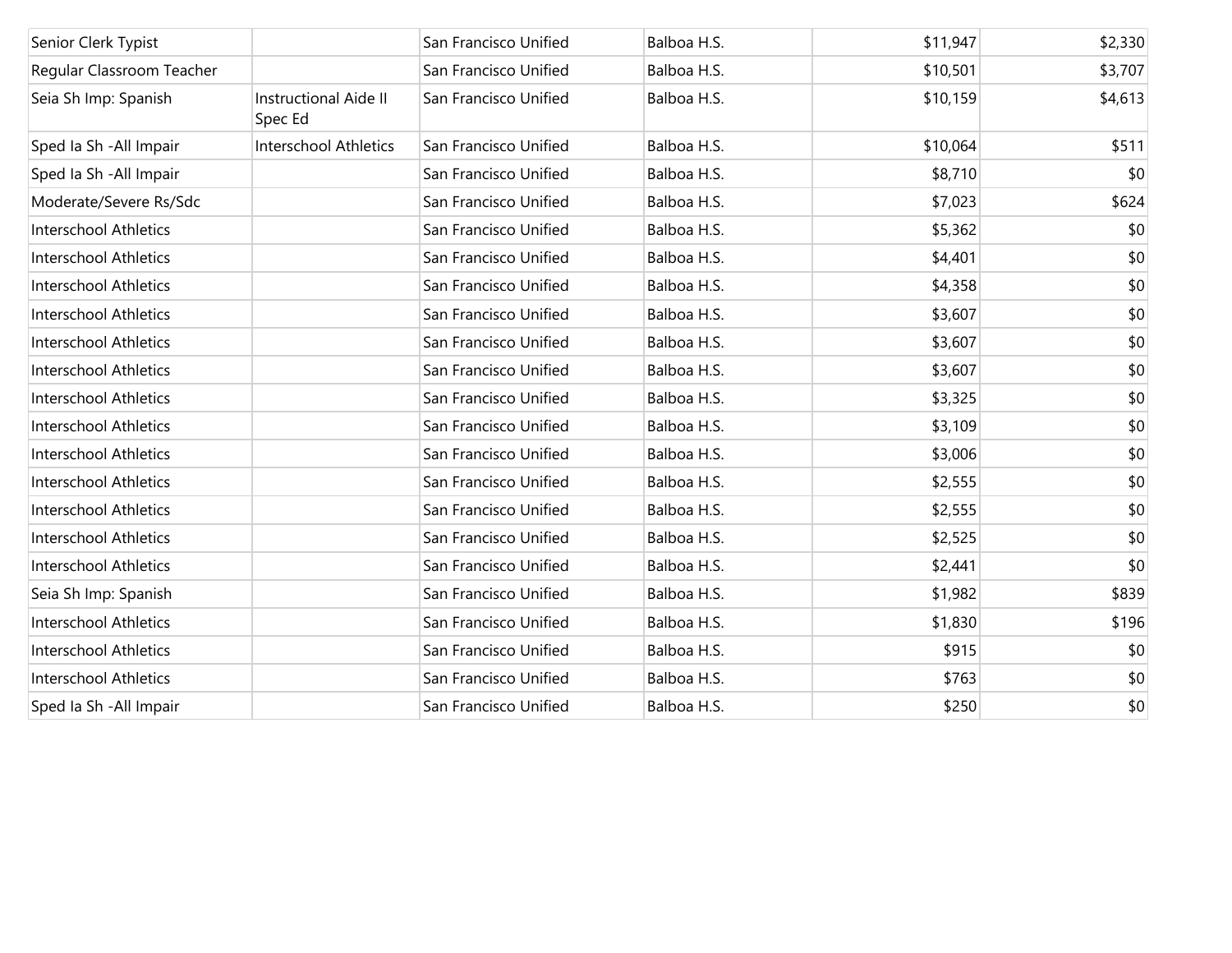| | | | | | |
|---|---|---|---|---|---|
| Senior Clerk Typist | | San Francisco Unified | Balboa H.S. | $11,947 | $2,330 |
| Regular Classroom Teacher | | San Francisco Unified | Balboa H.S. | $10,501 | $3,707 |
| Seia Sh Imp: Spanish | Instructional Aide II Spec Ed | San Francisco Unified | Balboa H.S. | $10,159 | $4,613 |
| Sped Ia Sh -All Impair | Interschool Athletics | San Francisco Unified | Balboa H.S. | $10,064 | $511 |
| Sped Ia Sh -All Impair | | San Francisco Unified | Balboa H.S. | $8,710 | $0 |
| Moderate/Severe Rs/Sdc | | San Francisco Unified | Balboa H.S. | $7,023 | $624 |
| Interschool Athletics | | San Francisco Unified | Balboa H.S. | $5,362 | $0 |
| Interschool Athletics | | San Francisco Unified | Balboa H.S. | $4,401 | $0 |
| Interschool Athletics | | San Francisco Unified | Balboa H.S. | $4,358 | $0 |
| Interschool Athletics | | San Francisco Unified | Balboa H.S. | $3,607 | $0 |
| Interschool Athletics | | San Francisco Unified | Balboa H.S. | $3,607 | $0 |
| Interschool Athletics | | San Francisco Unified | Balboa H.S. | $3,607 | $0 |
| Interschool Athletics | | San Francisco Unified | Balboa H.S. | $3,325 | $0 |
| Interschool Athletics | | San Francisco Unified | Balboa H.S. | $3,109 | $0 |
| Interschool Athletics | | San Francisco Unified | Balboa H.S. | $3,006 | $0 |
| Interschool Athletics | | San Francisco Unified | Balboa H.S. | $2,555 | $0 |
| Interschool Athletics | | San Francisco Unified | Balboa H.S. | $2,555 | $0 |
| Interschool Athletics | | San Francisco Unified | Balboa H.S. | $2,525 | $0 |
| Interschool Athletics | | San Francisco Unified | Balboa H.S. | $2,441 | $0 |
| Seia Sh Imp: Spanish | | San Francisco Unified | Balboa H.S. | $1,982 | $839 |
| Interschool Athletics | | San Francisco Unified | Balboa H.S. | $1,830 | $196 |
| Interschool Athletics | | San Francisco Unified | Balboa H.S. | $915 | $0 |
| Interschool Athletics | | San Francisco Unified | Balboa H.S. | $763 | $0 |
| Sped Ia Sh -All Impair | | San Francisco Unified | Balboa H.S. | $250 | $0 |